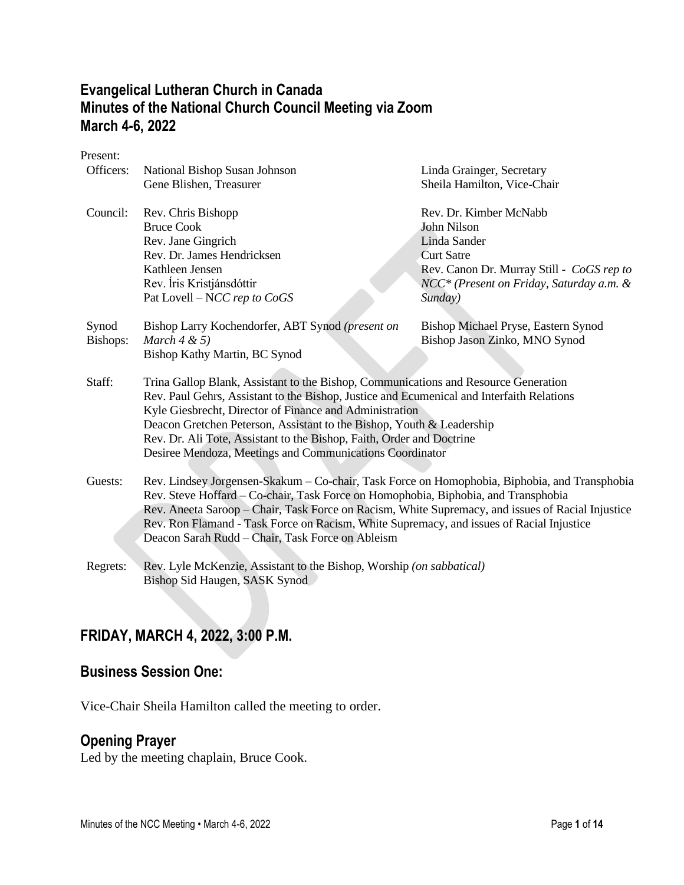# Evangelical Lutheran Church in Canada
# Minutes of the National Church Council Meeting via Zoom
# March 4-6, 2022

Present:

**Officers:**
- National Bishop Susan Johnson
- Gene Blishen, Treasurer
- Linda Grainger, Secretary
- Sheila Hamilton, Vice-Chair

**Council:**
- Rev. Chris Bishopp
- Bruce Cook
- Rev. Jane Gingrich
- Rev. Dr. James Hendricksen
- Kathleen Jensen
- Rev. Íris Kristjánsdóttir
- Pat Lovell – N*CC rep to CoGS*
- Rev. Dr. Kimber McNabb
- John Nilson
- Linda Sander
- Curt Satre
- Rev. Canon Dr. Murray Still - *CoGS rep to NCC\* (Present on Friday, Saturday a.m. & Sunday)*

**Synod Bishops:**
- Bishop Larry Kochendorfer, ABT Synod *(present on March 4 & 5)*
- Bishop Kathy Martin, BC Synod
- Bishop Michael Pryse, Eastern Synod
- Bishop Jason Zinko, MNO Synod

**Staff:**
- Trina Gallop Blank, Assistant to the Bishop, Communications and Resource Generation
- Rev. Paul Gehrs, Assistant to the Bishop, Justice and Ecumenical and Interfaith Relations
- Kyle Giesbrecht, Director of Finance and Administration
- Deacon Gretchen Peterson, Assistant to the Bishop, Youth & Leadership
- Rev. Dr. Ali Tote, Assistant to the Bishop, Faith, Order and Doctrine
- Desiree Mendoza, Meetings and Communications Coordinator

**Guests:**
- Rev. Lindsey Jorgensen-Skakum – Co-chair, Task Force on Homophobia, Biphobia, and Transphobia
- Rev. Steve Hoffard – Co-chair, Task Force on Homophobia, Biphobia, and Transphobia
- Rev. Aneeta Saroop – Chair, Task Force on Racism, White Supremacy, and issues of Racial Injustice
- Rev. Ron Flamand - Task Force on Racism, White Supremacy, and issues of Racial Injustice
- Deacon Sarah Rudd – Chair, Task Force on Ableism

**Regrets:**
- Rev. Lyle McKenzie, Assistant to the Bishop, Worship *(on sabbatical)*
- Bishop Sid Haugen, SASK Synod

## FRIDAY, MARCH 4, 2022, 3:00 P.M.

## Business Session One:

Vice-Chair Sheila Hamilton called the meeting to order.

## Opening Prayer

Led by the meeting chaplain, Bruce Cook.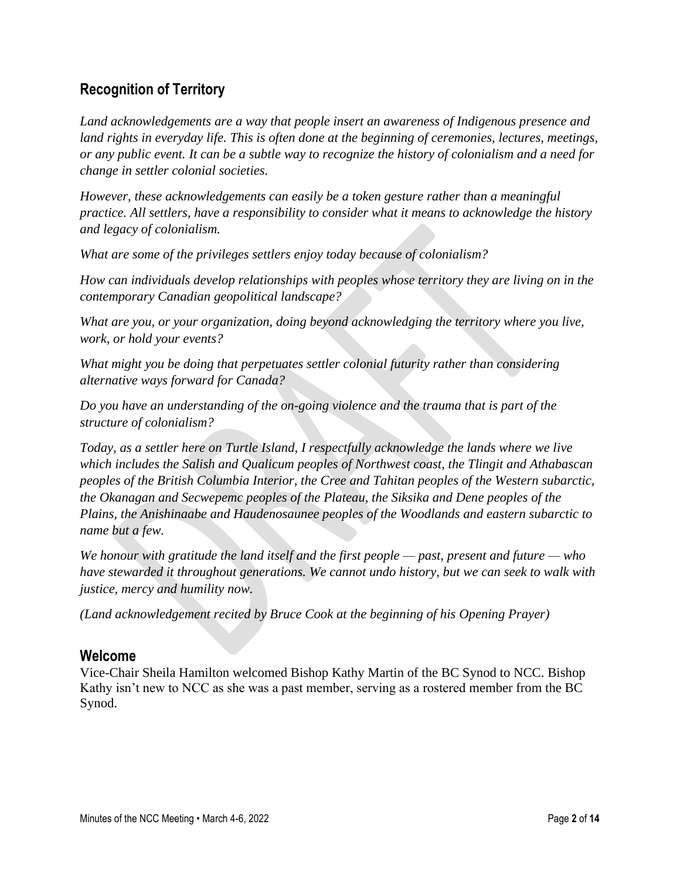## Recognition of Territory

*Land acknowledgements are a way that people insert an awareness of Indigenous presence and land rights in everyday life. This is often done at the beginning of ceremonies, lectures, meetings, or any public event. It can be a subtle way to recognize the history of colonialism and a need for change in settler colonial societies.*

*However, these acknowledgements can easily be a token gesture rather than a meaningful practice. All settlers, have a responsibility to consider what it means to acknowledge the history and legacy of colonialism.*

*What are some of the privileges settlers enjoy today because of colonialism?*

*How can individuals develop relationships with peoples whose territory they are living on in the contemporary Canadian geopolitical landscape?*

*What are you, or your organization, doing beyond acknowledging the territory where you live, work, or hold your events?*

*What might you be doing that perpetuates settler colonial futurity rather than considering alternative ways forward for Canada?*

*Do you have an understanding of the on-going violence and the trauma that is part of the structure of colonialism?*

*Today, as a settler here on Turtle Island, I respectfully acknowledge the lands where we live which includes the Salish and Qualicum peoples of Northwest coast, the Tlingit and Athabascan peoples of the British Columbia Interior, the Cree and Tahitan peoples of the Western subarctic, the Okanagan and Secwepemc peoples of the Plateau, the Siksika and Dene peoples of the Plains, the Anishinaabe and Haudenosaunee peoples of the Woodlands and eastern subarctic to name but a few.*

*We honour with gratitude the land itself and the first people — past, present and future — who have stewarded it throughout generations. We cannot undo history, but we can seek to walk with justice, mercy and humility now.*

*(Land acknowledgement recited by Bruce Cook at the beginning of his Opening Prayer)*

## Welcome

Vice-Chair Sheila Hamilton welcomed Bishop Kathy Martin of the BC Synod to NCC. Bishop Kathy isn't new to NCC as she was a past member, serving as a rostered member from the BC Synod.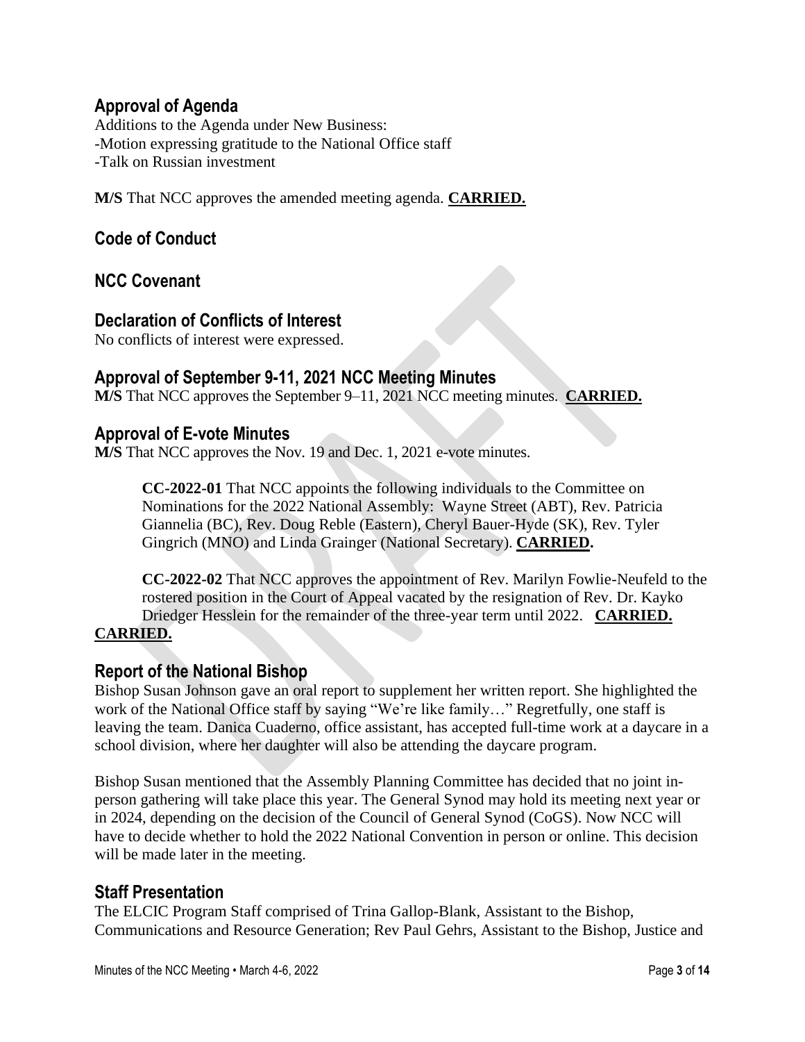## Approval of Agenda

Additions to the Agenda under New Business:
-Motion expressing gratitude to the National Office staff
-Talk on Russian investment

**M/S** That NCC approves the amended meeting agenda. **CARRIED.**

## Code of Conduct

## NCC Covenant

## Declaration of Conflicts of Interest

No conflicts of interest were expressed.

## Approval of September 9-11, 2021 NCC Meeting Minutes

**M/S** That NCC approves the September 9–11, 2021 NCC meeting minutes. **CARRIED.**

## Approval of E-vote Minutes

**M/S** That NCC approves the Nov. 19 and Dec. 1, 2021 e-vote minutes.

> **CC-2022-01** That NCC appoints the following individuals to the Committee on Nominations for the 2022 National Assembly: Wayne Street (ABT), Rev. Patricia Giannelia (BC), Rev. Doug Reble (Eastern), Cheryl Bauer-Hyde (SK), Rev. Tyler Gingrich (MNO) and Linda Grainger (National Secretary). **CARRIED.**
>
> **CC-2022-02** That NCC approves the appointment of Rev. Marilyn Fowlie-Neufeld to the rostered position in the Court of Appeal vacated by the resignation of Rev. Dr. Kayko Driedger Hesslein for the remainder of the three-year term until 2022. **CARRIED.**

**CARRIED.**

## Report of the National Bishop

Bishop Susan Johnson gave an oral report to supplement her written report. She highlighted the work of the National Office staff by saying "We're like family…" Regretfully, one staff is leaving the team. Danica Cuaderno, office assistant, has accepted full-time work at a daycare in a school division, where her daughter will also be attending the daycare program.

Bishop Susan mentioned that the Assembly Planning Committee has decided that no joint in-person gathering will take place this year. The General Synod may hold its meeting next year or in 2024, depending on the decision of the Council of General Synod (CoGS). Now NCC will have to decide whether to hold the 2022 National Convention in person or online. This decision will be made later in the meeting.

## Staff Presentation

The ELCIC Program Staff comprised of Trina Gallop-Blank, Assistant to the Bishop, Communications and Resource Generation; Rev Paul Gehrs, Assistant to the Bishop, Justice and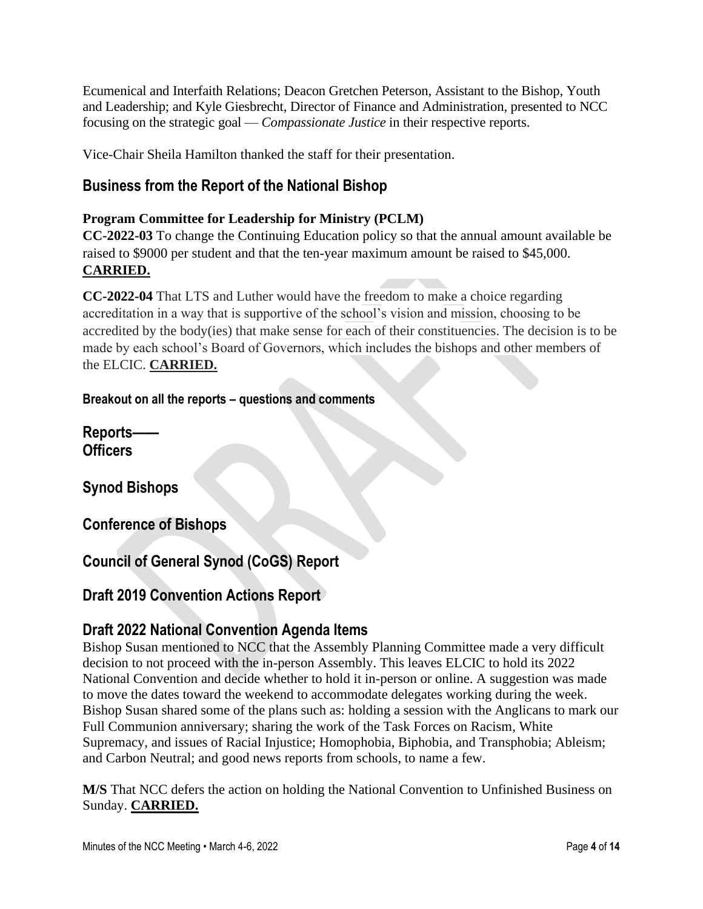Ecumenical and Interfaith Relations; Deacon Gretchen Peterson, Assistant to the Bishop, Youth and Leadership; and Kyle Giesbrecht, Director of Finance and Administration, presented to NCC focusing on the strategic goal — *Compassionate Justice* in their respective reports.

Vice-Chair Sheila Hamilton thanked the staff for their presentation.

## Business from the Report of the National Bishop

**Program Committee for Leadership for Ministry (PCLM)**

**CC-2022-03** To change the Continuing Education policy so that the annual amount available be raised to $9000 per student and that the ten-year maximum amount be raised to $45,000. **CARRIED.**

**CC-2022-04** That LTS and Luther would have the freedom to make a choice regarding accreditation in a way that is supportive of the school's vision and mission, choosing to be accredited by the body(ies) that make sense for each of their constituencies. The decision is to be made by each school's Board of Governors, which includes the bishops and other members of the ELCIC. **CARRIED.**

**Breakout on all the reports – questions and comments**

## Reports——

## Officers

## Synod Bishops

## Conference of Bishops

## Council of General Synod (CoGS) Report

## Draft 2019 Convention Actions Report

## Draft 2022 National Convention Agenda Items

Bishop Susan mentioned to NCC that the Assembly Planning Committee made a very difficult decision to not proceed with the in-person Assembly. This leaves ELCIC to hold its 2022 National Convention and decide whether to hold it in-person or online. A suggestion was made to move the dates toward the weekend to accommodate delegates working during the week. Bishop Susan shared some of the plans such as: holding a session with the Anglicans to mark our Full Communion anniversary; sharing the work of the Task Forces on Racism, White Supremacy, and issues of Racial Injustice; Homophobia, Biphobia, and Transphobia; Ableism; and Carbon Neutral; and good news reports from schools, to name a few.

**M/S** That NCC defers the action on holding the National Convention to Unfinished Business on Sunday. **CARRIED.**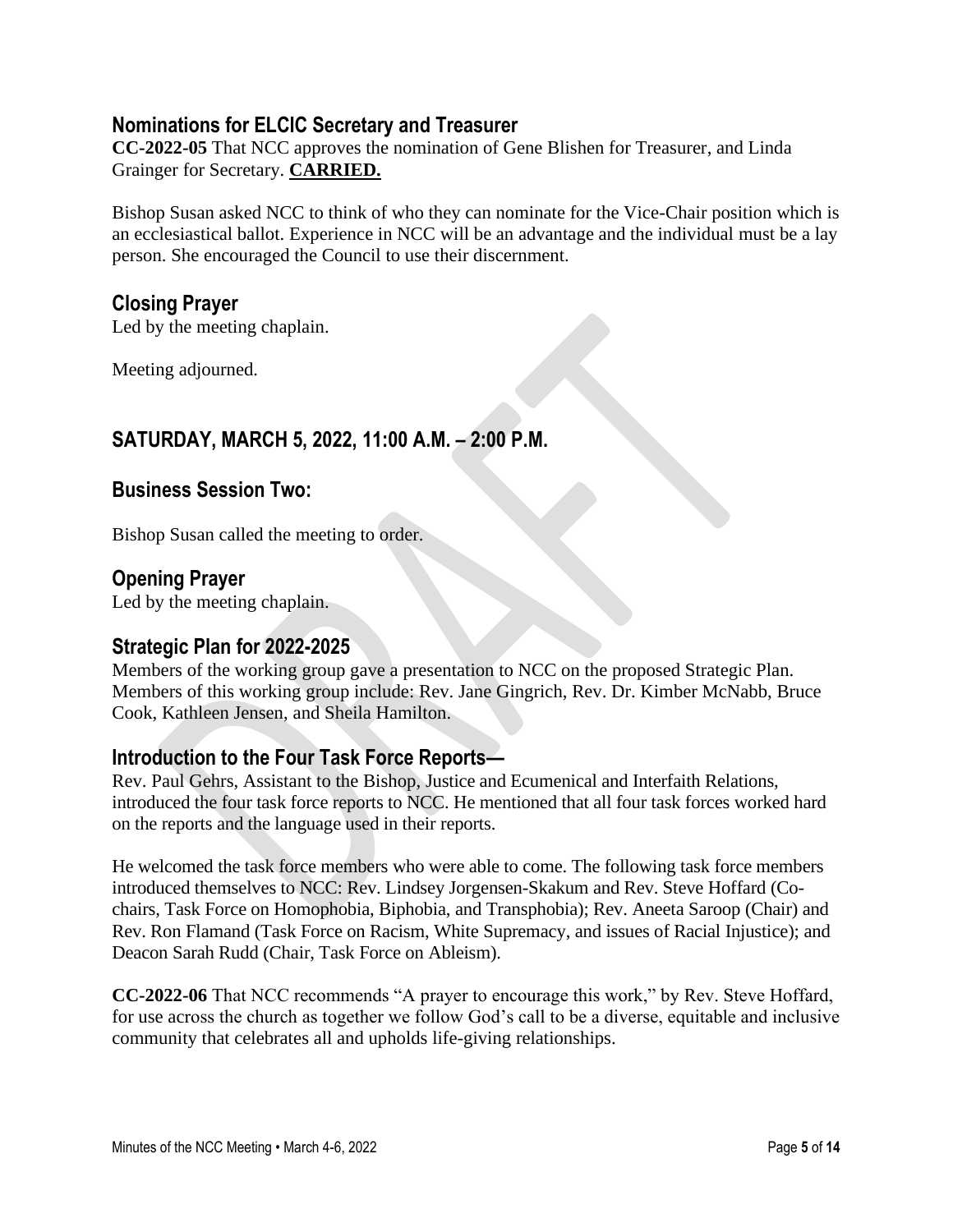## Nominations for ELCIC Secretary and Treasurer

**CC-2022-05** That NCC approves the nomination of Gene Blishen for Treasurer, and Linda Grainger for Secretary. **CARRIED.**

Bishop Susan asked NCC to think of who they can nominate for the Vice-Chair position which is an ecclesiastical ballot. Experience in NCC will be an advantage and the individual must be a lay person. She encouraged the Council to use their discernment.

## Closing Prayer

Led by the meeting chaplain.

Meeting adjourned.

## SATURDAY, MARCH 5, 2022, 11:00 A.M. – 2:00 P.M.

## Business Session Two:

Bishop Susan called the meeting to order.

## Opening Prayer

Led by the meeting chaplain.

## Strategic Plan for 2022-2025

Members of the working group gave a presentation to NCC on the proposed Strategic Plan. Members of this working group include: Rev. Jane Gingrich, Rev. Dr. Kimber McNabb, Bruce Cook, Kathleen Jensen, and Sheila Hamilton.

## Introduction to the Four Task Force Reports—

Rev. Paul Gehrs, Assistant to the Bishop, Justice and Ecumenical and Interfaith Relations, introduced the four task force reports to NCC. He mentioned that all four task forces worked hard on the reports and the language used in their reports.

He welcomed the task force members who were able to come. The following task force members introduced themselves to NCC: Rev. Lindsey Jorgensen-Skakum and Rev. Steve Hoffard (Co-chairs, Task Force on Homophobia, Biphobia, and Transphobia); Rev. Aneeta Saroop (Chair) and Rev. Ron Flamand (Task Force on Racism, White Supremacy, and issues of Racial Injustice); and Deacon Sarah Rudd (Chair, Task Force on Ableism).

**CC-2022-06** That NCC recommends "A prayer to encourage this work," by Rev. Steve Hoffard, for use across the church as together we follow God's call to be a diverse, equitable and inclusive community that celebrates all and upholds life-giving relationships.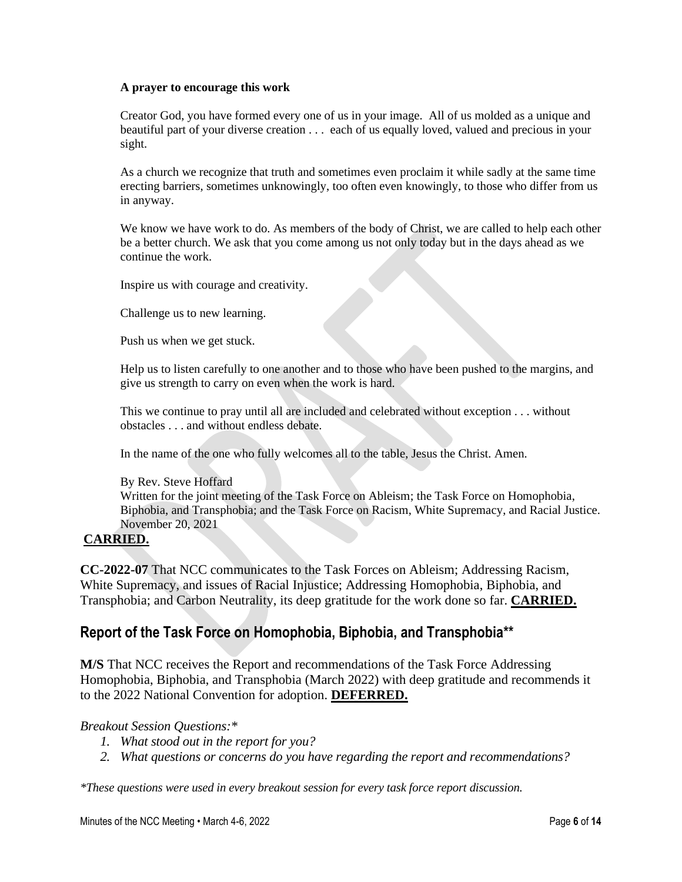**A prayer to encourage this work**

Creator God, you have formed every one of us in your image. All of us molded as a unique and beautiful part of your diverse creation . . . each of us equally loved, valued and precious in your sight.

As a church we recognize that truth and sometimes even proclaim it while sadly at the same time erecting barriers, sometimes unknowingly, too often even knowingly, to those who differ from us in anyway.

We know we have work to do. As members of the body of Christ, we are called to help each other be a better church. We ask that you come among us not only today but in the days ahead as we continue the work.

Inspire us with courage and creativity.

Challenge us to new learning.

Push us when we get stuck.

Help us to listen carefully to one another and to those who have been pushed to the margins, and give us strength to carry on even when the work is hard.

This we continue to pray until all are included and celebrated without exception . . . without obstacles . . . and without endless debate.

In the name of the one who fully welcomes all to the table, Jesus the Christ. Amen.

By Rev. Steve Hoffard
Written for the joint meeting of the Task Force on Ableism; the Task Force on Homophobia, Biphobia, and Transphobia; and the Task Force on Racism, White Supremacy, and Racial Justice. November 20, 2021

**CARRIED.**

**CC-2022-07** That NCC communicates to the Task Forces on Ableism; Addressing Racism, White Supremacy, and issues of Racial Injustice; Addressing Homophobia, Biphobia, and Transphobia; and Carbon Neutrality, its deep gratitude for the work done so far. **CARRIED.**

## Report of the Task Force on Homophobia, Biphobia, and Transphobia**

**M/S** That NCC receives the Report and recommendations of the Task Force Addressing Homophobia, Biphobia, and Transphobia (March 2022) with deep gratitude and recommends it to the 2022 National Convention for adoption. **DEFERRED.**

*Breakout Session Questions:**

1. *What stood out in the report for you?*
2. *What questions or concerns do you have regarding the report and recommendations?*

**These questions were used in every breakout session for every task force report discussion.*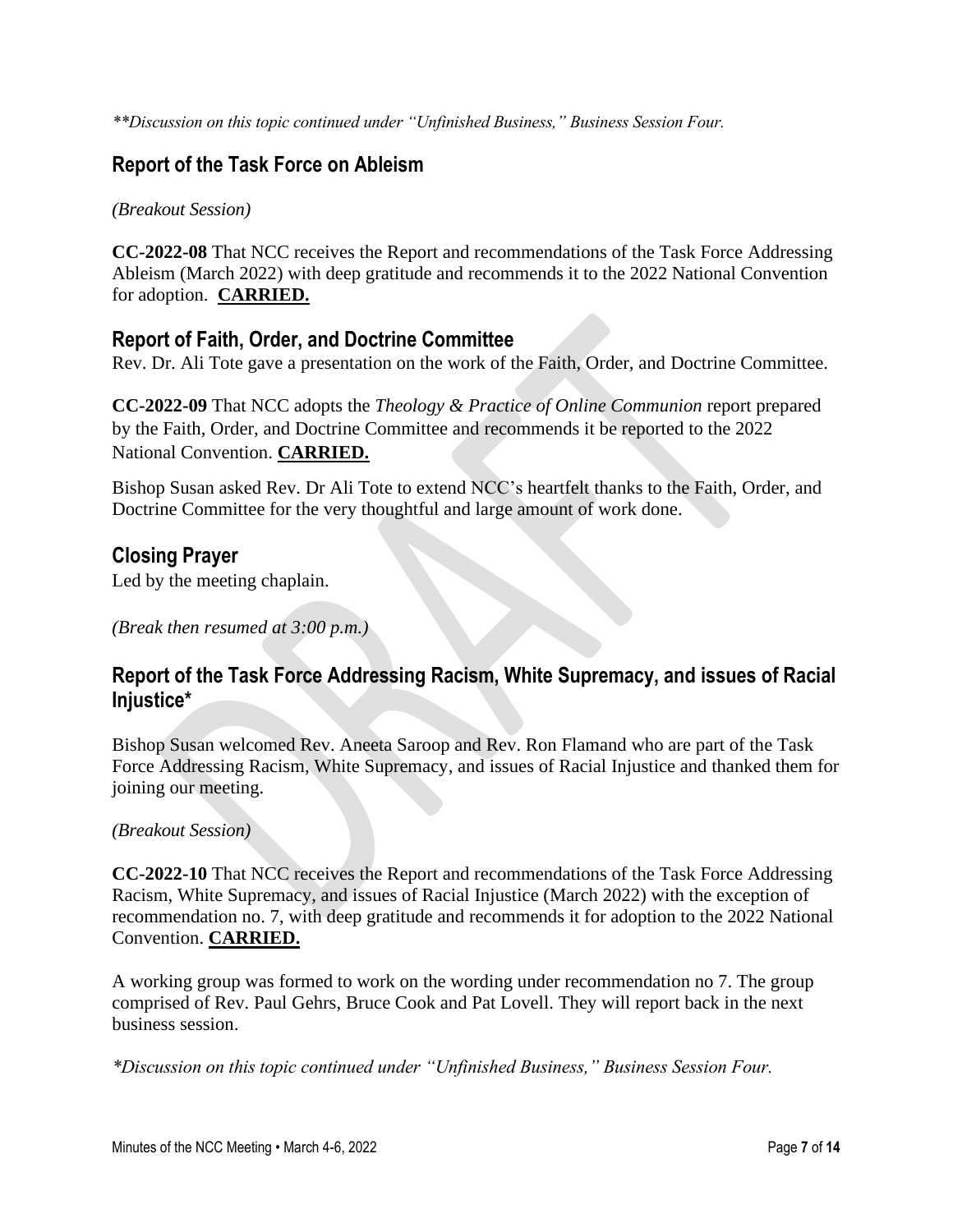*\*\*Discussion on this topic continued under "Unfinished Business," Business Session Four.*

## Report of the Task Force on Ableism

*(Breakout Session)*

**CC-2022-08** That NCC receives the Report and recommendations of the Task Force Addressing Ableism (March 2022) with deep gratitude and recommends it to the 2022 National Convention for adoption. **CARRIED.**

## Report of Faith, Order, and Doctrine Committee

Rev. Dr. Ali Tote gave a presentation on the work of the Faith, Order, and Doctrine Committee.

**CC-2022-09** That NCC adopts the *Theology & Practice of Online Communion* report prepared by the Faith, Order, and Doctrine Committee and recommends it be reported to the 2022 National Convention. **CARRIED.**

Bishop Susan asked Rev. Dr Ali Tote to extend NCC's heartfelt thanks to the Faith, Order, and Doctrine Committee for the very thoughtful and large amount of work done.

## Closing Prayer

Led by the meeting chaplain.

*(Break then resumed at 3:00 p.m.)*

## Report of the Task Force Addressing Racism, White Supremacy, and issues of Racial Injustice*

Bishop Susan welcomed Rev. Aneeta Saroop and Rev. Ron Flamand who are part of the Task Force Addressing Racism, White Supremacy, and issues of Racial Injustice and thanked them for joining our meeting.

*(Breakout Session)*

**CC-2022-10** That NCC receives the Report and recommendations of the Task Force Addressing Racism, White Supremacy, and issues of Racial Injustice (March 2022) with the exception of recommendation no. 7, with deep gratitude and recommends it for adoption to the 2022 National Convention. **CARRIED.**

A working group was formed to work on the wording under recommendation no 7. The group comprised of Rev. Paul Gehrs, Bruce Cook and Pat Lovell. They will report back in the next business session.

*\*Discussion on this topic continued under "Unfinished Business," Business Session Four.*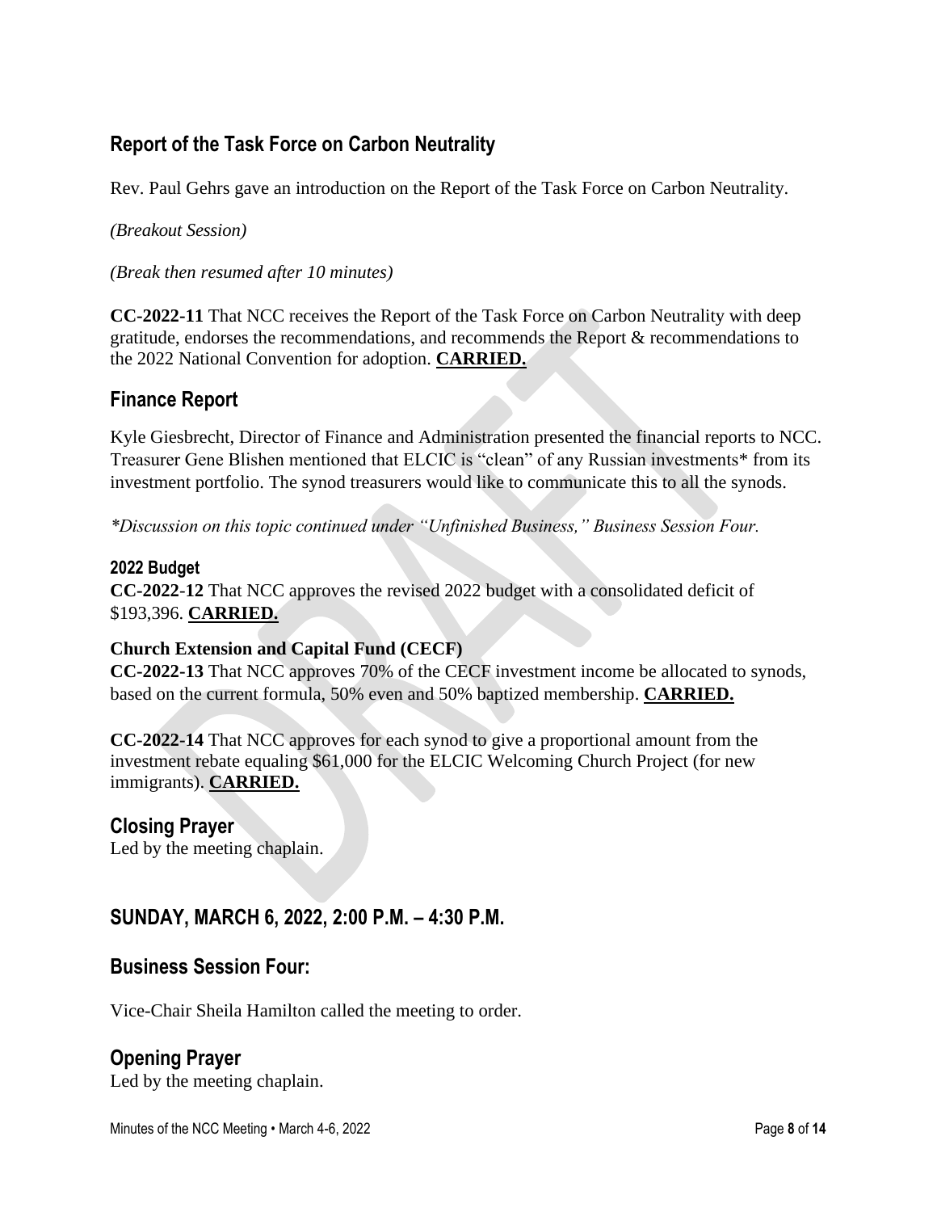## Report of the Task Force on Carbon Neutrality

Rev. Paul Gehrs gave an introduction on the Report of the Task Force on Carbon Neutrality.

*(Breakout Session)*

*(Break then resumed after 10 minutes)*

**CC-2022-11** That NCC receives the Report of the Task Force on Carbon Neutrality with deep gratitude, endorses the recommendations, and recommends the Report & recommendations to the 2022 National Convention for adoption. **CARRIED.**

## Finance Report

Kyle Giesbrecht, Director of Finance and Administration presented the financial reports to NCC. Treasurer Gene Blishen mentioned that ELCIC is "clean" of any Russian investments* from its investment portfolio. The synod treasurers would like to communicate this to all the synods.

*\*Discussion on this topic continued under "Unfinished Business," Business Session Four.*

### 2022 Budget

**CC-2022-12** That NCC approves the revised 2022 budget with a consolidated deficit of $193,396. **CARRIED.**

**Church Extension and Capital Fund (CECF)**

**CC-2022-13** That NCC approves 70% of the CECF investment income be allocated to synods, based on the current formula, 50% even and 50% baptized membership. **CARRIED.**

**CC-2022-14** That NCC approves for each synod to give a proportional amount from the investment rebate equaling $61,000 for the ELCIC Welcoming Church Project (for new immigrants). **CARRIED.**

## Closing Prayer

Led by the meeting chaplain.

## SUNDAY, MARCH 6, 2022, 2:00 P.M. – 4:30 P.M.

## Business Session Four:

Vice-Chair Sheila Hamilton called the meeting to order.

## Opening Prayer

Led by the meeting chaplain.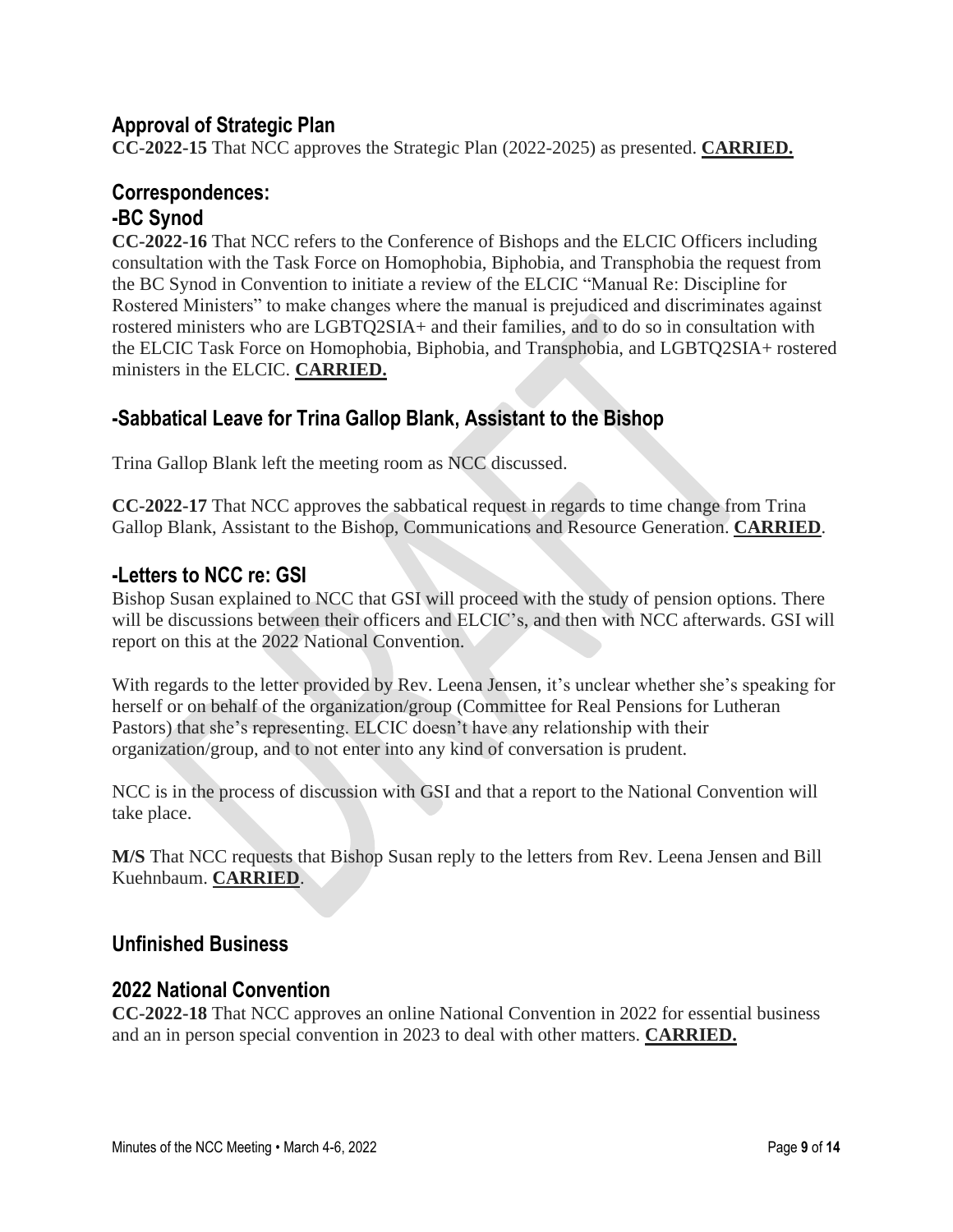## Approval of Strategic Plan

**CC-2022-15** That NCC approves the Strategic Plan (2022-2025) as presented. **CARRIED.**

## Correspondences:

## -BC Synod

**CC-2022-16** That NCC refers to the Conference of Bishops and the ELCIC Officers including consultation with the Task Force on Homophobia, Biphobia, and Transphobia the request from the BC Synod in Convention to initiate a review of the ELCIC "Manual Re: Discipline for Rostered Ministers" to make changes where the manual is prejudiced and discriminates against rostered ministers who are LGBTQ2SIA+ and their families, and to do so in consultation with the ELCIC Task Force on Homophobia, Biphobia, and Transphobia, and LGBTQ2SIA+ rostered ministers in the ELCIC. **CARRIED.**

## -Sabbatical Leave for Trina Gallop Blank, Assistant to the Bishop

Trina Gallop Blank left the meeting room as NCC discussed.

**CC-2022-17** That NCC approves the sabbatical request in regards to time change from Trina Gallop Blank, Assistant to the Bishop, Communications and Resource Generation. **CARRIED**.

## -Letters to NCC re: GSI

Bishop Susan explained to NCC that GSI will proceed with the study of pension options. There will be discussions between their officers and ELCIC's, and then with NCC afterwards. GSI will report on this at the 2022 National Convention.

With regards to the letter provided by Rev. Leena Jensen, it's unclear whether she's speaking for herself or on behalf of the organization/group (Committee for Real Pensions for Lutheran Pastors) that she's representing. ELCIC doesn't have any relationship with their organization/group, and to not enter into any kind of conversation is prudent.

NCC is in the process of discussion with GSI and that a report to the National Convention will take place.

**M/S** That NCC requests that Bishop Susan reply to the letters from Rev. Leena Jensen and Bill Kuehnbaum. **CARRIED**.

## Unfinished Business

## 2022 National Convention

**CC-2022-18** That NCC approves an online National Convention in 2022 for essential business and an in person special convention in 2023 to deal with other matters. **CARRIED.**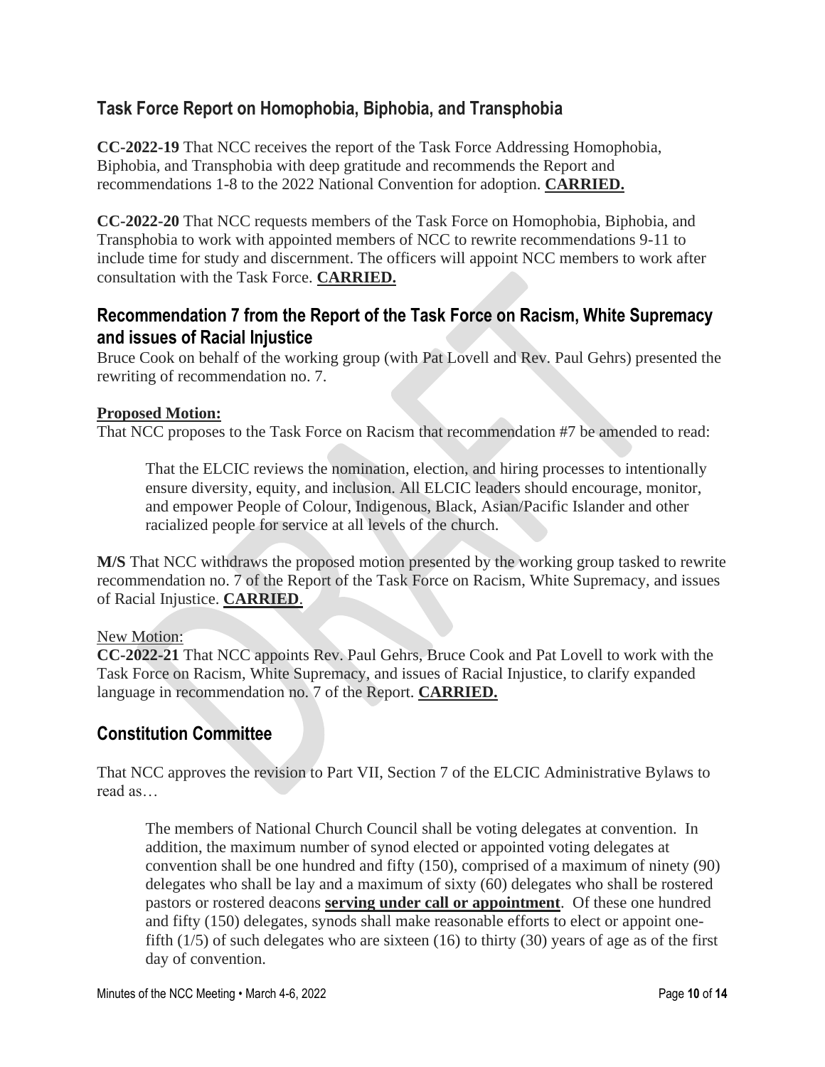## Task Force Report on Homophobia, Biphobia, and Transphobia

**CC-2022-19** That NCC receives the report of the Task Force Addressing Homophobia, Biphobia, and Transphobia with deep gratitude and recommends the Report and recommendations 1-8 to the 2022 National Convention for adoption. **CARRIED.**

**CC-2022-20** That NCC requests members of the Task Force on Homophobia, Biphobia, and Transphobia to work with appointed members of NCC to rewrite recommendations 9-11 to include time for study and discernment. The officers will appoint NCC members to work after consultation with the Task Force. **CARRIED.**

## Recommendation 7 from the Report of the Task Force on Racism, White Supremacy and issues of Racial Injustice

Bruce Cook on behalf of the working group (with Pat Lovell and Rev. Paul Gehrs) presented the rewriting of recommendation no. 7.

**Proposed Motion:**

That NCC proposes to the Task Force on Racism that recommendation #7 be amended to read:

> That the ELCIC reviews the nomination, election, and hiring processes to intentionally ensure diversity, equity, and inclusion. All ELCIC leaders should encourage, monitor, and empower People of Colour, Indigenous, Black, Asian/Pacific Islander and other racialized people for service at all levels of the church.

**M/S** That NCC withdraws the proposed motion presented by the working group tasked to rewrite recommendation no. 7 of the Report of the Task Force on Racism, White Supremacy, and issues of Racial Injustice. **CARRIED**.

New Motion:

**CC-2022-21** That NCC appoints Rev. Paul Gehrs, Bruce Cook and Pat Lovell to work with the Task Force on Racism, White Supremacy, and issues of Racial Injustice, to clarify expanded language in recommendation no. 7 of the Report. **CARRIED.**

## Constitution Committee

That NCC approves the revision to Part VII, Section 7 of the ELCIC Administrative Bylaws to read as…

> The members of National Church Council shall be voting delegates at convention. In addition, the maximum number of synod elected or appointed voting delegates at convention shall be one hundred and fifty (150), comprised of a maximum of ninety (90) delegates who shall be lay and a maximum of sixty (60) delegates who shall be rostered pastors or rostered deacons **serving under call or appointment**. Of these one hundred and fifty (150) delegates, synods shall make reasonable efforts to elect or appoint one-fifth (1/5) of such delegates who are sixteen (16) to thirty (30) years of age as of the first day of convention.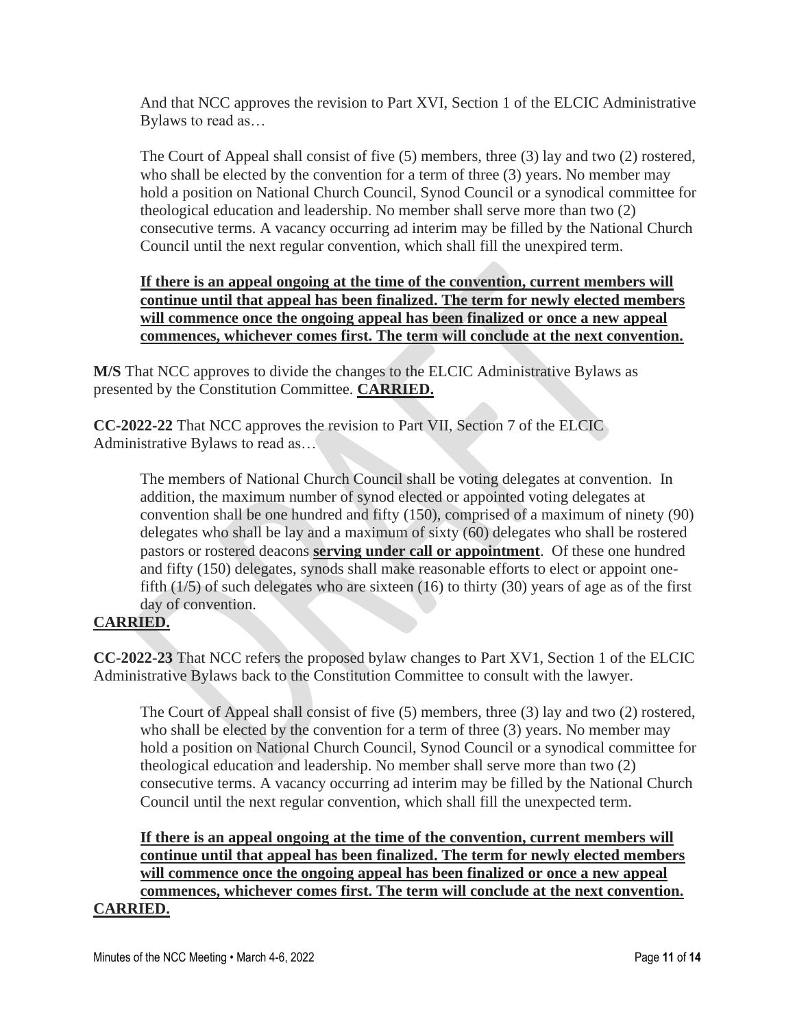And that NCC approves the revision to Part XVI, Section 1 of the ELCIC Administrative Bylaws to read as…

> The Court of Appeal shall consist of five (5) members, three (3) lay and two (2) rostered, who shall be elected by the convention for a term of three (3) years. No member may hold a position on National Church Council, Synod Council or a synodical committee for theological education and leadership. No member shall serve more than two (2) consecutive terms. A vacancy occurring ad interim may be filled by the National Church Council until the next regular convention, which shall fill the unexpired term.
>
> **<u>If there is an appeal ongoing at the time of the convention, current members will continue until that appeal has been finalized. The term for newly elected members will commence once the ongoing appeal has been finalized or once a new appeal commences, whichever comes first. The term will conclude at the next convention.</u>**

**M/S** That NCC approves to divide the changes to the ELCIC Administrative Bylaws as presented by the Constitution Committee. **<u>CARRIED.</u>**

**CC-2022-22** That NCC approves the revision to Part VII, Section 7 of the ELCIC Administrative Bylaws to read as…

> The members of National Church Council shall be voting delegates at convention. In addition, the maximum number of synod elected or appointed voting delegates at convention shall be one hundred and fifty (150), comprised of a maximum of ninety (90) delegates who shall be lay and a maximum of sixty (60) delegates who shall be rostered pastors or rostered deacons **<u>serving under call or appointment</u>**. Of these one hundred and fifty (150) delegates, synods shall make reasonable efforts to elect or appoint one-fifth (1/5) of such delegates who are sixteen (16) to thirty (30) years of age as of the first day of convention.

**<u>CARRIED.</u>**

**CC-2022-23** That NCC refers the proposed bylaw changes to Part XV1, Section 1 of the ELCIC Administrative Bylaws back to the Constitution Committee to consult with the lawyer.

> The Court of Appeal shall consist of five (5) members, three (3) lay and two (2) rostered, who shall be elected by the convention for a term of three (3) years. No member may hold a position on National Church Council, Synod Council or a synodical committee for theological education and leadership. No member shall serve more than two (2) consecutive terms. A vacancy occurring ad interim may be filled by the National Church Council until the next regular convention, which shall fill the unexpected term.
>
> **<u>If there is an appeal ongoing at the time of the convention, current members will continue until that appeal has been finalized. The term for newly elected members will commence once the ongoing appeal has been finalized or once a new appeal commences, whichever comes first. The term will conclude at the next convention.</u>**

**<u>CARRIED.</u>**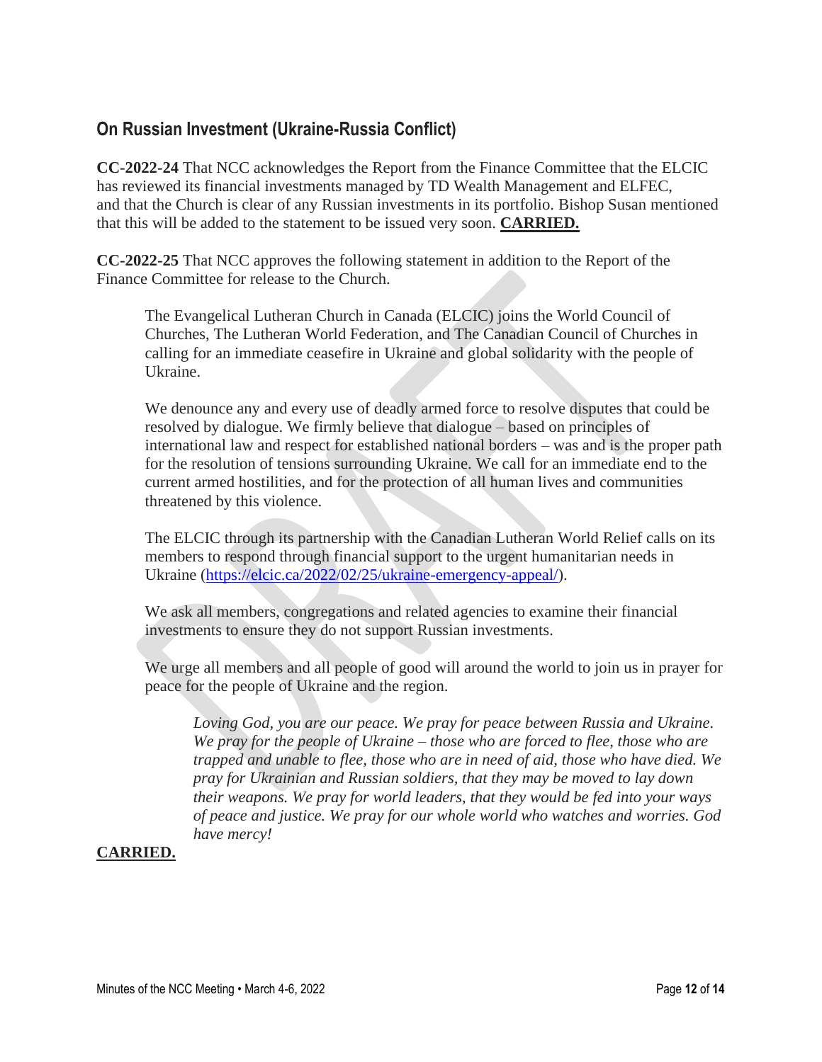## On Russian Investment (Ukraine-Russia Conflict)

**CC-2022-24** That NCC acknowledges the Report from the Finance Committee that the ELCIC has reviewed its financial investments managed by TD Wealth Management and ELFEC, and that the Church is clear of any Russian investments in its portfolio. Bishop Susan mentioned that this will be added to the statement to be issued very soon. **CARRIED.**

**CC-2022-25** That NCC approves the following statement in addition to the Report of the Finance Committee for release to the Church.

> The Evangelical Lutheran Church in Canada (ELCIC) joins the World Council of Churches, The Lutheran World Federation, and The Canadian Council of Churches in calling for an immediate ceasefire in Ukraine and global solidarity with the people of Ukraine.
>
> We denounce any and every use of deadly armed force to resolve disputes that could be resolved by dialogue. We firmly believe that dialogue – based on principles of international law and respect for established national borders – was and is the proper path for the resolution of tensions surrounding Ukraine. We call for an immediate end to the current armed hostilities, and for the protection of all human lives and communities threatened by this violence.
>
> The ELCIC through its partnership with the Canadian Lutheran World Relief calls on its members to respond through financial support to the urgent humanitarian needs in Ukraine (https://elcic.ca/2022/02/25/ukraine-emergency-appeal/).
>
> We ask all members, congregations and related agencies to examine their financial investments to ensure they do not support Russian investments.
>
> We urge all members and all people of good will around the world to join us in prayer for peace for the people of Ukraine and the region.
>
> > *Loving God, you are our peace. We pray for peace between Russia and Ukraine. We pray for the people of Ukraine – those who are forced to flee, those who are trapped and unable to flee, those who are in need of aid, those who have died. We pray for Ukrainian and Russian soldiers, that they may be moved to lay down their weapons. We pray for world leaders, that they would be fed into your ways of peace and justice. We pray for our whole world who watches and worries. God have mercy!*

**CARRIED.**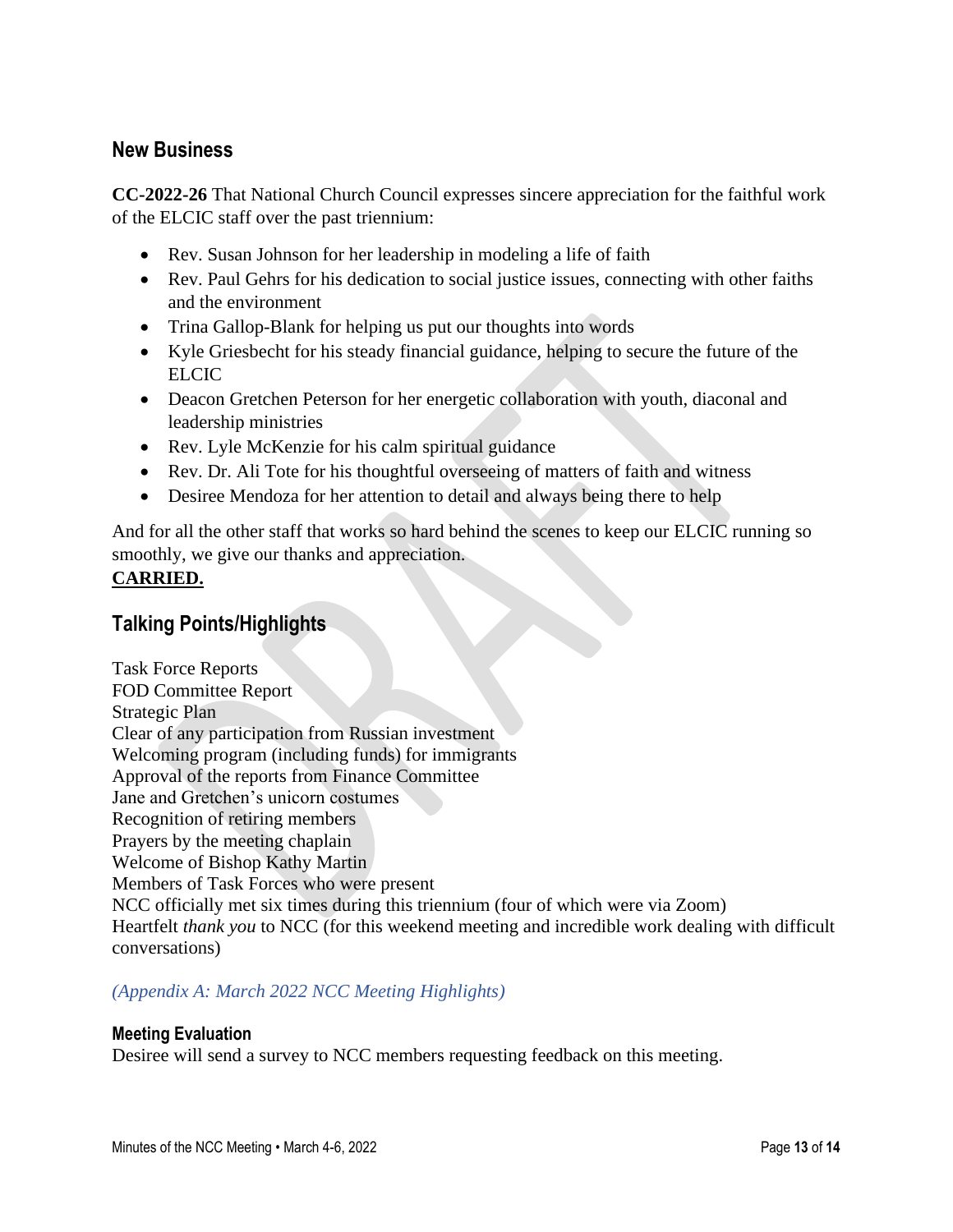## New Business

**CC-2022-26** That National Church Council expresses sincere appreciation for the faithful work of the ELCIC staff over the past triennium:

- Rev. Susan Johnson for her leadership in modeling a life of faith
- Rev. Paul Gehrs for his dedication to social justice issues, connecting with other faiths and the environment
- Trina Gallop-Blank for helping us put our thoughts into words
- Kyle Griesbecht for his steady financial guidance, helping to secure the future of the ELCIC
- Deacon Gretchen Peterson for her energetic collaboration with youth, diaconal and leadership ministries
- Rev. Lyle McKenzie for his calm spiritual guidance
- Rev. Dr. Ali Tote for his thoughtful overseeing of matters of faith and witness
- Desiree Mendoza for her attention to detail and always being there to help

And for all the other staff that works so hard behind the scenes to keep our ELCIC running so smoothly, we give our thanks and appreciation.
**CARRIED.**

## Talking Points/Highlights

Task Force Reports
FOD Committee Report
Strategic Plan
Clear of any participation from Russian investment
Welcoming program (including funds) for immigrants
Approval of the reports from Finance Committee
Jane and Gretchen's unicorn costumes
Recognition of retiring members
Prayers by the meeting chaplain
Welcome of Bishop Kathy Martin
Members of Task Forces who were present
NCC officially met six times during this triennium (four of which were via Zoom)
Heartfelt *thank you* to NCC (for this weekend meeting and incredible work dealing with difficult conversations)

*(Appendix A: March 2022 NCC Meeting Highlights)*

### Meeting Evaluation

Desiree will send a survey to NCC members requesting feedback on this meeting.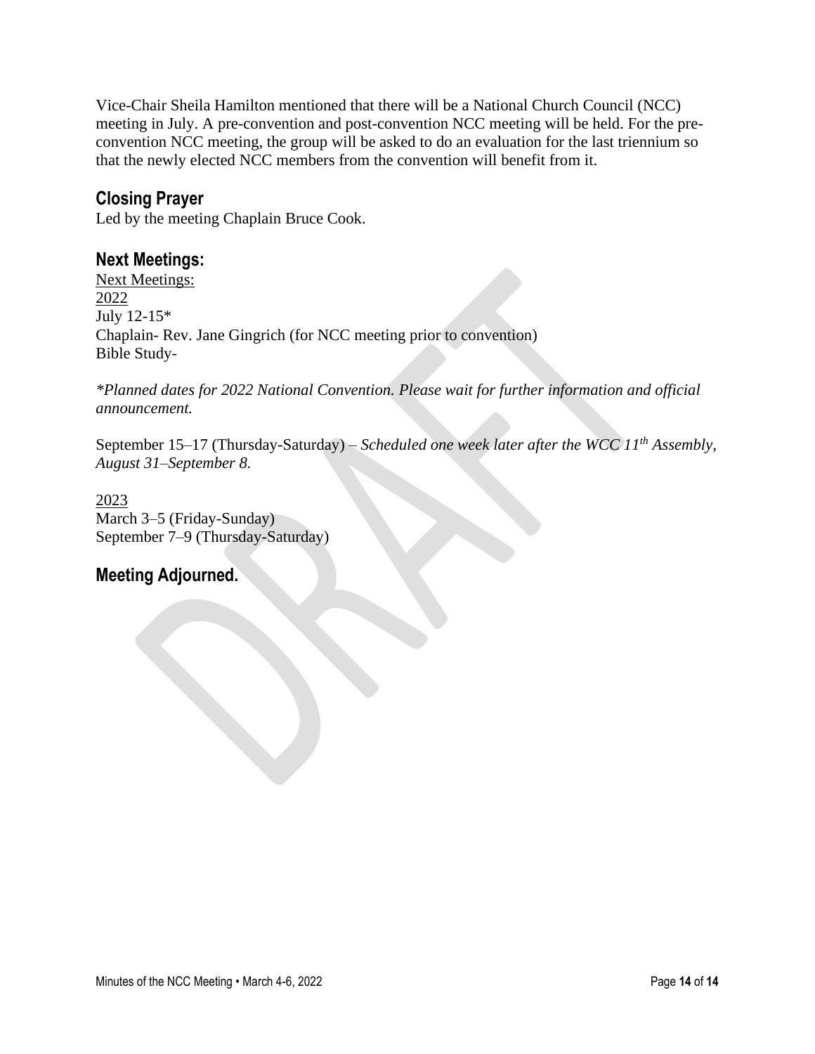Vice-Chair Sheila Hamilton mentioned that there will be a National Church Council (NCC) meeting in July. A pre-convention and post-convention NCC meeting will be held. For the pre-convention NCC meeting, the group will be asked to do an evaluation for the last triennium so that the newly elected NCC members from the convention will benefit from it.

## Closing Prayer

Led by the meeting Chaplain Bruce Cook.

## Next Meetings:

Next Meetings:
2022
July 12-15*
Chaplain- Rev. Jane Gingrich (for NCC meeting prior to convention)
Bible Study-

*\*Planned dates for 2022 National Convention. Please wait for further information and official announcement.*

September 15–17 (Thursday-Saturday) – *Scheduled one week later after the WCC 11th Assembly, August 31–September 8.*

2023
March 3–5 (Friday-Sunday)
September 7–9 (Thursday-Saturday)

## Meeting Adjourned.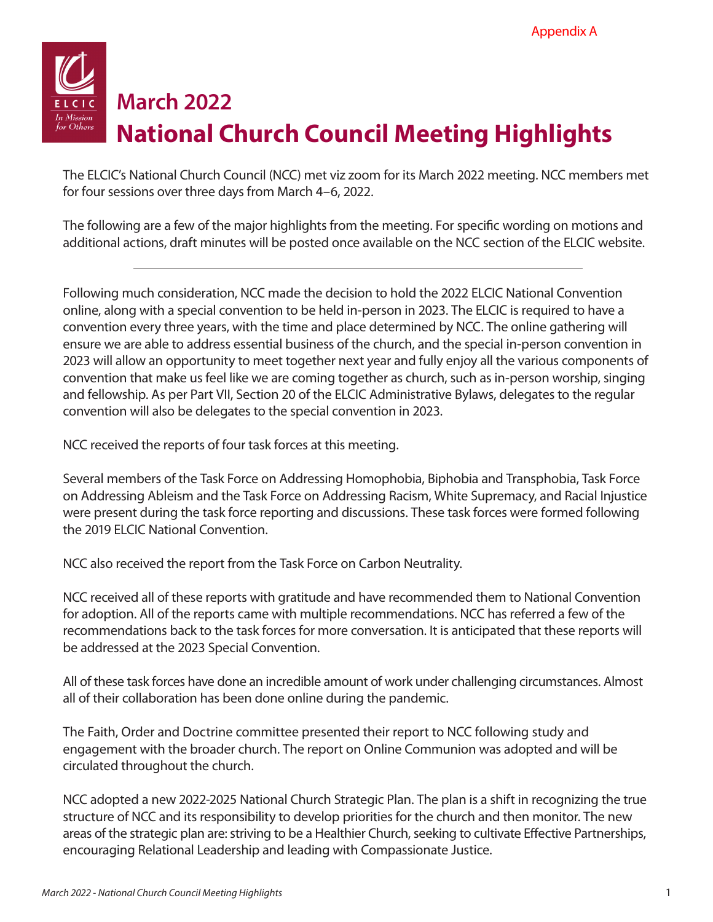Appendix A

# March 2022
# National Church Council Meeting Highlights

The ELCIC's National Church Council (NCC) met viz zoom for its March 2022 meeting. NCC members met for four sessions over three days from March 4–6, 2022.

The following are a few of the major highlights from the meeting. For specific wording on motions and additional actions, draft minutes will be posted once available on the NCC section of the ELCIC website.

---

Following much consideration, NCC made the decision to hold the 2022 ELCIC National Convention online, along with a special convention to be held in-person in 2023. The ELCIC is required to have a convention every three years, with the time and place determined by NCC. The online gathering will ensure we are able to address essential business of the church, and the special in-person convention in 2023 will allow an opportunity to meet together next year and fully enjoy all the various components of convention that make us feel like we are coming together as church, such as in-person worship, singing and fellowship. As per Part VII, Section 20 of the ELCIC Administrative Bylaws, delegates to the regular convention will also be delegates to the special convention in 2023.

NCC received the reports of four task forces at this meeting.

Several members of the Task Force on Addressing Homophobia, Biphobia and Transphobia, Task Force on Addressing Ableism and the Task Force on Addressing Racism, White Supremacy, and Racial Injustice were present during the task force reporting and discussions. These task forces were formed following the 2019 ELCIC National Convention.

NCC also received the report from the Task Force on Carbon Neutrality.

NCC received all of these reports with gratitude and have recommended them to National Convention for adoption. All of the reports came with multiple recommendations. NCC has referred a few of the recommendations back to the task forces for more conversation. It is anticipated that these reports will be addressed at the 2023 Special Convention.

All of these task forces have done an incredible amount of work under challenging circumstances. Almost all of their collaboration has been done online during the pandemic.

The Faith, Order and Doctrine committee presented their report to NCC following study and engagement with the broader church. The report on Online Communion was adopted and will be circulated throughout the church.

NCC adopted a new 2022-2025 National Church Strategic Plan. The plan is a shift in recognizing the true structure of NCC and its responsibility to develop priorities for the church and then monitor. The new areas of the strategic plan are: striving to be a Healthier Church, seeking to cultivate Effective Partnerships, encouraging Relational Leadership and leading with Compassionate Justice.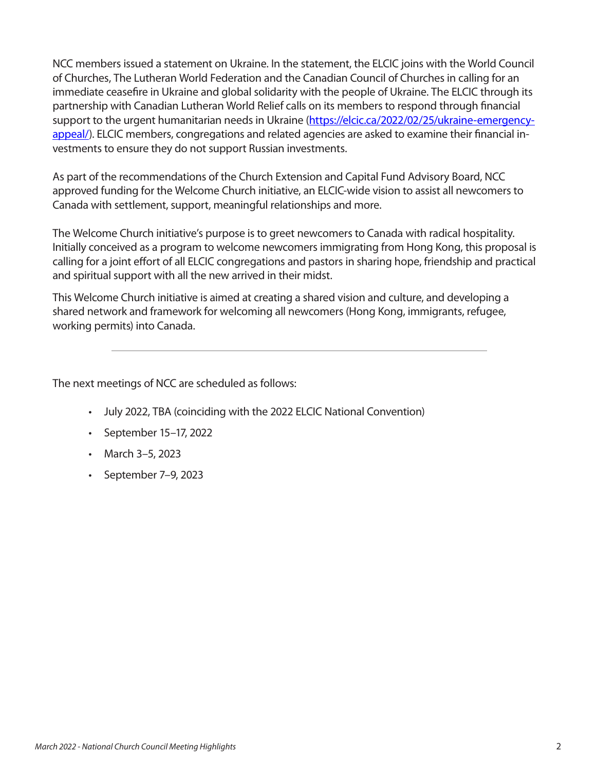NCC members issued a statement on Ukraine. In the statement, the ELCIC joins with the World Council of Churches, The Lutheran World Federation and the Canadian Council of Churches in calling for an immediate ceasefire in Ukraine and global solidarity with the people of Ukraine. The ELCIC through its partnership with Canadian Lutheran World Relief calls on its members to respond through financial support to the urgent humanitarian needs in Ukraine (https://elcic.ca/2022/02/25/ukraine-emergency-appeal/). ELCIC members, congregations and related agencies are asked to examine their financial investments to ensure they do not support Russian investments.

As part of the recommendations of the Church Extension and Capital Fund Advisory Board, NCC approved funding for the Welcome Church initiative, an ELCIC-wide vision to assist all newcomers to Canada with settlement, support, meaningful relationships and more.

The Welcome Church initiative's purpose is to greet newcomers to Canada with radical hospitality. Initially conceived as a program to welcome newcomers immigrating from Hong Kong, this proposal is calling for a joint effort of all ELCIC congregations and pastors in sharing hope, friendship and practical and spiritual support with all the new arrived in their midst.

This Welcome Church initiative is aimed at creating a shared vision and culture, and developing a shared network and framework for welcoming all newcomers (Hong Kong, immigrants, refugee, working permits) into Canada.

---

The next meetings of NCC are scheduled as follows:

- July 2022, TBA (coinciding with the 2022 ELCIC National Convention)
- September 15–17, 2022
- March 3–5, 2023
- September 7–9, 2023